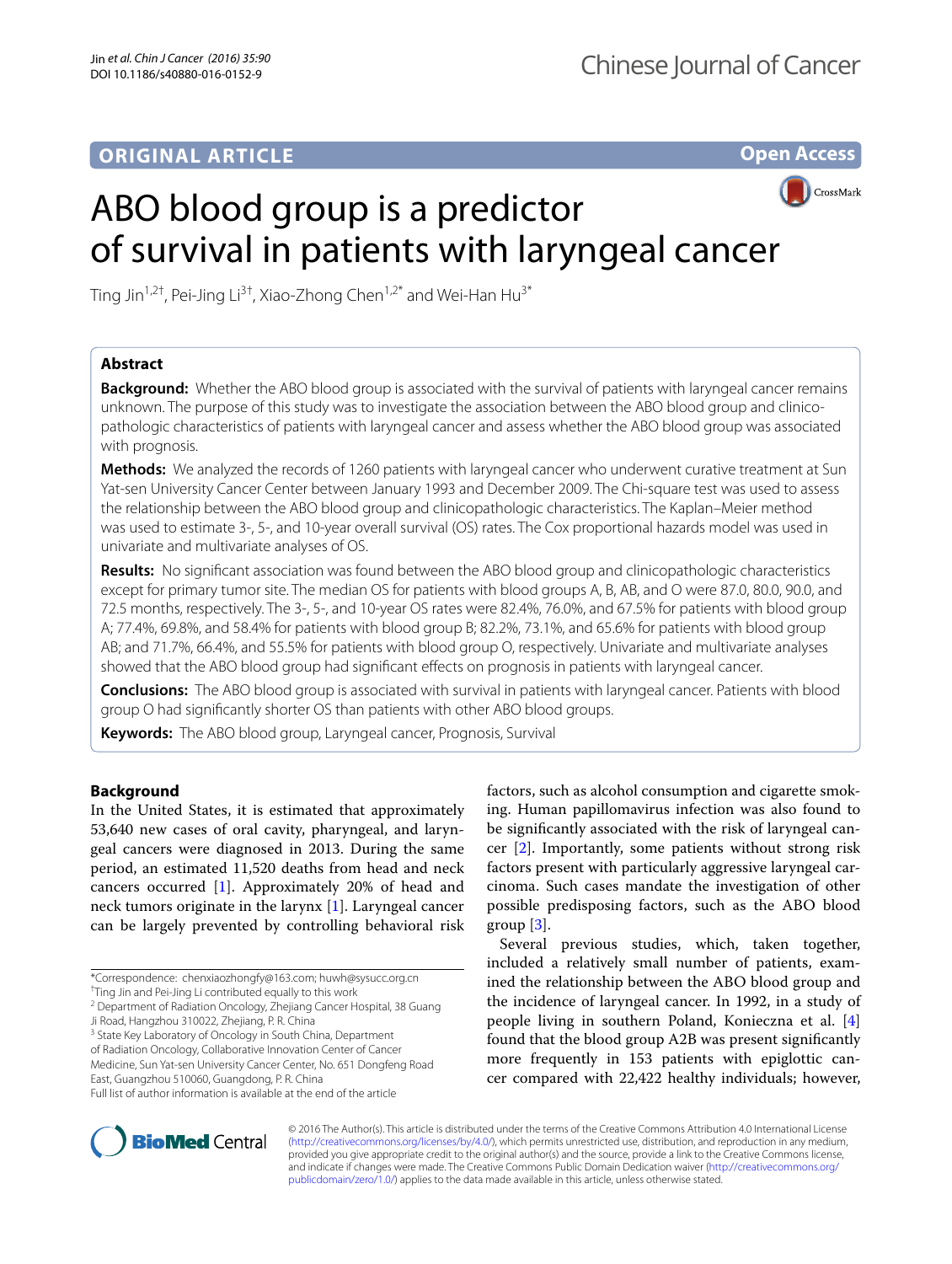ORIGINAL ARTICLE

Open Access

# ABO blood group is a predictor of survival in patients with laryngeal cancer

Ting Jin[1,2†], Pei-Jing Li[3†], Xiao-Zhong Chen[1,2*] and Wei-Han Hu[3*]

## Abstract

**Background:** Whether the ABO blood group is associated with the survival of patients with laryngeal cancer remains unknown. The purpose of this study was to investigate the association between the ABO blood group and clinicopathologic characteristics of patients with laryngeal cancer and assess whether the ABO blood group was associated with prognosis.

**Methods:** We analyzed the records of 1260 patients with laryngeal cancer who underwent curative treatment at Sun Yat-sen University Cancer Center between January 1993 and December 2009. The Chi-square test was used to assess the relationship between the ABO blood group and clinicopathologic characteristics. The Kaplan–Meier method was used to estimate 3-, 5-, and 10-year overall survival (OS) rates. The Cox proportional hazards model was used in univariate and multivariate analyses of OS.

**Results:** No significant association was found between the ABO blood group and clinicopathologic characteristics except for primary tumor site. The median OS for patients with blood groups A, B, AB, and O were 87.0, 80.0, 90.0, and 72.5 months, respectively. The 3-, 5-, and 10-year OS rates were 82.4%, 76.0%, and 67.5% for patients with blood group A; 77.4%, 69.8%, and 58.4% for patients with blood group B; 82.2%, 73.1%, and 65.6% for patients with blood group AB; and 71.7%, 66.4%, and 55.5% for patients with blood group O, respectively. Univariate and multivariate analyses showed that the ABO blood group had significant effects on prognosis in patients with laryngeal cancer.

**Conclusions:** The ABO blood group is associated with survival in patients with laryngeal cancer. Patients with blood group O had significantly shorter OS than patients with other ABO blood groups.

**Keywords:** The ABO blood group, Laryngeal cancer, Prognosis, Survival

## Background

In the United States, it is estimated that approximately 53,640 new cases of oral cavity, pharyngeal, and laryngeal cancers were diagnosed in 2013. During the same period, an estimated 11,520 deaths from head and neck cancers occurred [1]. Approximately 20% of head and neck tumors originate in the larynx [1]. Laryngeal cancer can be largely prevented by controlling behavioral risk factors, such as alcohol consumption and cigarette smoking. Human papillomavirus infection was also found to be significantly associated with the risk of laryngeal cancer [2]. Importantly, some patients without strong risk factors present with particularly aggressive laryngeal carcinoma. Such cases mandate the investigation of other possible predisposing factors, such as the ABO blood group [3].

Several previous studies, which, taken together, included a relatively small number of patients, examined the relationship between the ABO blood group and the incidence of laryngeal cancer. In 1992, in a study of people living in southern Poland, Konieczna et al. [4] found that the blood group A2B was present significantly more frequently in 153 patients with epiglottic cancer compared with 22,422 healthy individuals; however,

*Correspondence: chenxiaozhongfy@163.com; huwh@sysucc.org.cn
†Ting Jin and Pei-Jing Li contributed equally to this work
[2] Department of Radiation Oncology, Zhejiang Cancer Hospital, 38 Guang Ji Road, Hangzhou 310022, Zhejiang, P. R. China
[3] State Key Laboratory of Oncology in South China, Department of Radiation Oncology, Collaborative Innovation Center of Cancer Medicine, Sun Yat-sen University Cancer Center, No. 651 Dongfeng Road East, Guangzhou 510060, Guangdong, P. R. China
Full list of author information is available at the end of the article

© 2016 The Author(s). This article is distributed under the terms of the Creative Commons Attribution 4.0 International License (http://creativecommons.org/licenses/by/4.0/), which permits unrestricted use, distribution, and reproduction in any medium, provided you give appropriate credit to the original author(s) and the source, provide a link to the Creative Commons license, and indicate if changes were made. The Creative Commons Public Domain Dedication waiver (http://creativecommons.org/publicdomain/zero/1.0/) applies to the data made available in this article, unless otherwise stated.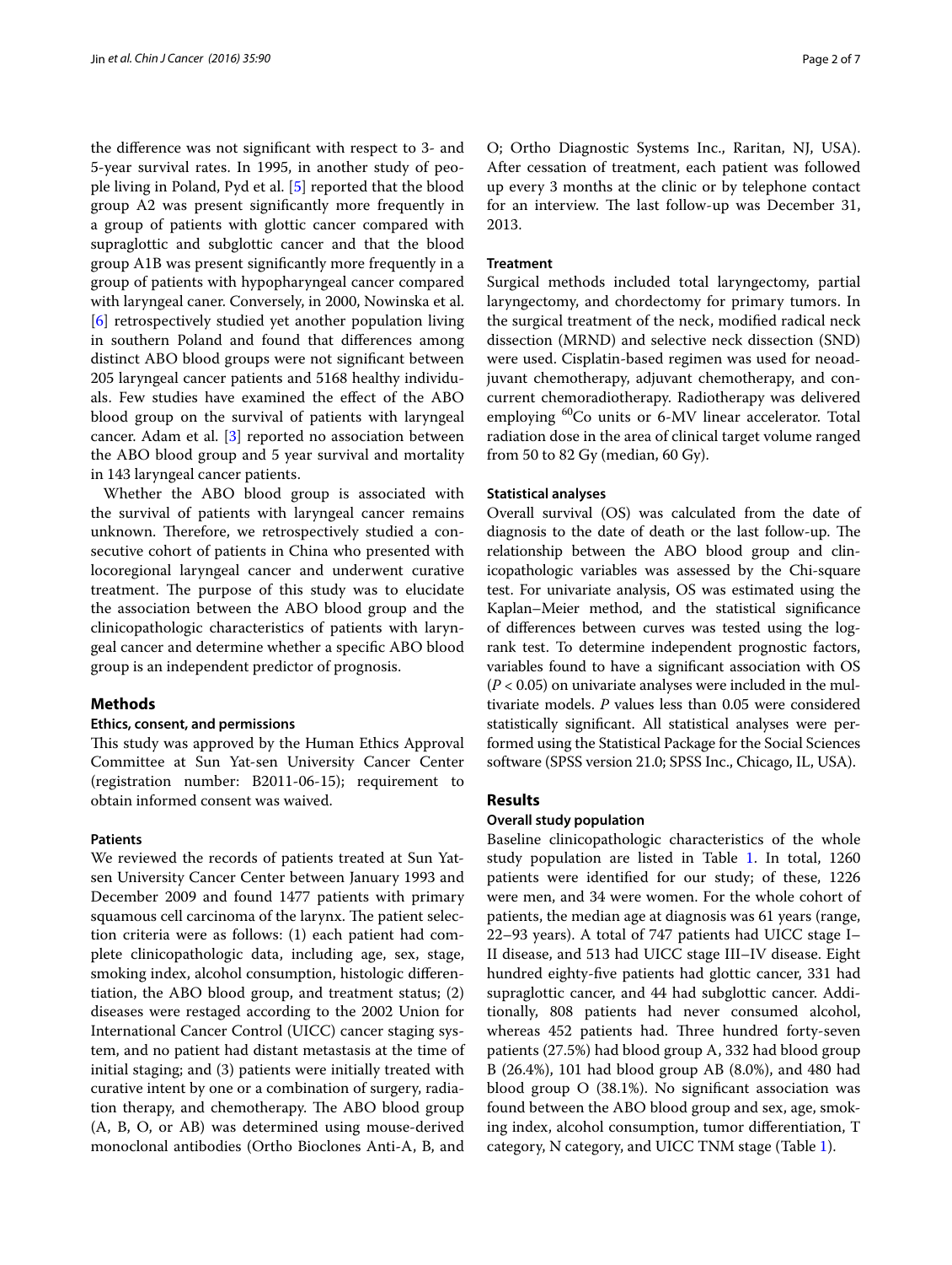the difference was not significant with respect to 3- and 5-year survival rates. In 1995, in another study of people living in Poland, Pyd et al. [5] reported that the blood group A2 was present significantly more frequently in a group of patients with glottic cancer compared with supraglottic and subglottic cancer and that the blood group A1B was present significantly more frequently in a group of patients with hypopharyngeal cancer compared with laryngeal caner. Conversely, in 2000, Nowinska et al. [6] retrospectively studied yet another population living in southern Poland and found that differences among distinct ABO blood groups were not significant between 205 laryngeal cancer patients and 5168 healthy individuals. Few studies have examined the effect of the ABO blood group on the survival of patients with laryngeal cancer. Adam et al. [3] reported no association between the ABO blood group and 5 year survival and mortality in 143 laryngeal cancer patients.

Whether the ABO blood group is associated with the survival of patients with laryngeal cancer remains unknown. Therefore, we retrospectively studied a consecutive cohort of patients in China who presented with locoregional laryngeal cancer and underwent curative treatment. The purpose of this study was to elucidate the association between the ABO blood group and the clinicopathologic characteristics of patients with laryngeal cancer and determine whether a specific ABO blood group is an independent predictor of prognosis.

## Methods

### Ethics, consent, and permissions

This study was approved by the Human Ethics Approval Committee at Sun Yat-sen University Cancer Center (registration number: B2011-06-15); requirement to obtain informed consent was waived.

### Patients

We reviewed the records of patients treated at Sun Yat-sen University Cancer Center between January 1993 and December 2009 and found 1477 patients with primary squamous cell carcinoma of the larynx. The patient selection criteria were as follows: (1) each patient had complete clinicopathologic data, including age, sex, stage, smoking index, alcohol consumption, histologic differentiation, the ABO blood group, and treatment status; (2) diseases were restaged according to the 2002 Union for International Cancer Control (UICC) cancer staging system, and no patient had distant metastasis at the time of initial staging; and (3) patients were initially treated with curative intent by one or a combination of surgery, radiation therapy, and chemotherapy. The ABO blood group (A, B, O, or AB) was determined using mouse-derived monoclonal antibodies (Ortho Bioclones Anti-A, B, and O; Ortho Diagnostic Systems Inc., Raritan, NJ, USA). After cessation of treatment, each patient was followed up every 3 months at the clinic or by telephone contact for an interview. The last follow-up was December 31, 2013.

### Treatment

Surgical methods included total laryngectomy, partial laryngectomy, and chordectomy for primary tumors. In the surgical treatment of the neck, modified radical neck dissection (MRND) and selective neck dissection (SND) were used. Cisplatin-based regimen was used for neoadjuvant chemotherapy, adjuvant chemotherapy, and concurrent chemoradiotherapy. Radiotherapy was delivered employing $^{60}$Co units or 6-MV linear accelerator. Total radiation dose in the area of clinical target volume ranged from 50 to 82 Gy (median, 60 Gy).

### Statistical analyses

Overall survival (OS) was calculated from the date of diagnosis to the date of death or the last follow-up. The relationship between the ABO blood group and clinicopathologic variables was assessed by the Chi-square test. For univariate analysis, OS was estimated using the Kaplan–Meier method, and the statistical significance of differences between curves was tested using the log-rank test. To determine independent prognostic factors, variables found to have a significant association with OS ($P < 0.05$) on univariate analyses were included in the multivariate models. $P$ values less than 0.05 were considered statistically significant. All statistical analyses were performed using the Statistical Package for the Social Sciences software (SPSS version 21.0; SPSS Inc., Chicago, IL, USA).

## Results

### Overall study population

Baseline clinicopathologic characteristics of the whole study population are listed in Table 1. In total, 1260 patients were identified for our study; of these, 1226 were men, and 34 were women. For the whole cohort of patients, the median age at diagnosis was 61 years (range, 22–93 years). A total of 747 patients had UICC stage I–II disease, and 513 had UICC stage III–IV disease. Eight hundred eighty-five patients had glottic cancer, 331 had supraglottic cancer, and 44 had subglottic cancer. Additionally, 808 patients had never consumed alcohol, whereas 452 patients had. Three hundred forty-seven patients (27.5%) had blood group A, 332 had blood group B (26.4%), 101 had blood group AB (8.0%), and 480 had blood group O (38.1%). No significant association was found between the ABO blood group and sex, age, smoking index, alcohol consumption, tumor differentiation, T category, N category, and UICC TNM stage (Table 1).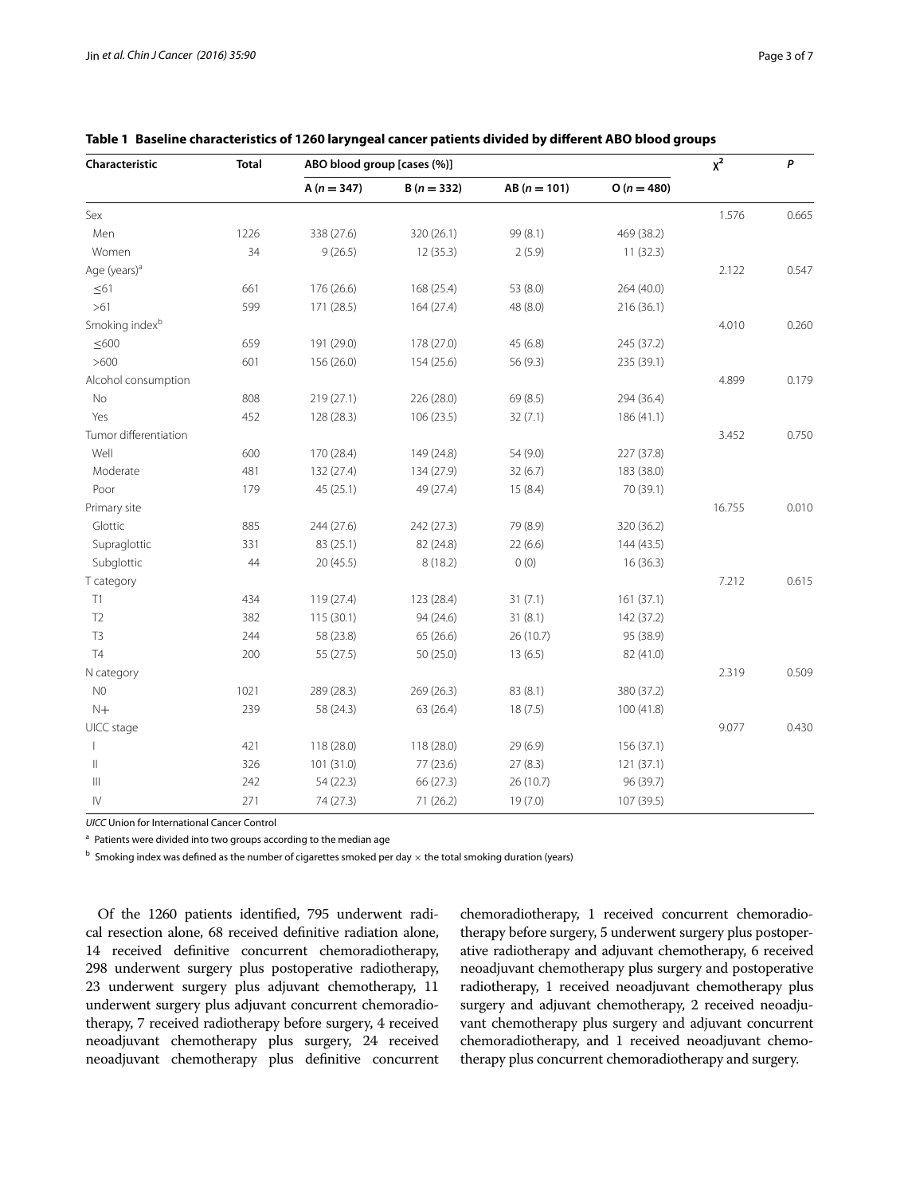**Table 1 Baseline characteristics of 1260 laryngeal cancer patients divided by different ABO blood groups**

| Characteristic | Total | ABO blood group [cases (%)] | | | | $\chi^2$ | P |
|---|---|---|---|---|---|---|---|
| | | A ($n = 347$) | B ($n = 332$) | AB ($n = 101$) | O ($n = 480$) | | |
| Sex | | | | | | 1.576 | 0.665 |
| Men | 1226 | 338 (27.6) | 320 (26.1) | 99 (8.1) | 469 (38.2) | | |
| Women | 34 | 9 (26.5) | 12 (35.3) | 2 (5.9) | 11 (32.3) | | |
| Age (years)[a] | | | | | | 2.122 | 0.547 |
| ≤61 | 661 | 176 (26.6) | 168 (25.4) | 53 (8.0) | 264 (40.0) | | |
| >61 | 599 | 171 (28.5) | 164 (27.4) | 48 (8.0) | 216 (36.1) | | |
| Smoking index[b] | | | | | | 4.010 | 0.260 |
| ≤600 | 659 | 191 (29.0) | 178 (27.0) | 45 (6.8) | 245 (37.2) | | |
| >600 | 601 | 156 (26.0) | 154 (25.6) | 56 (9.3) | 235 (39.1) | | |
| Alcohol consumption | | | | | | 4.899 | 0.179 |
| No | 808 | 219 (27.1) | 226 (28.0) | 69 (8.5) | 294 (36.4) | | |
| Yes | 452 | 128 (28.3) | 106 (23.5) | 32 (7.1) | 186 (41.1) | | |
| Tumor differentiation | | | | | | 3.452 | 0.750 |
| Well | 600 | 170 (28.4) | 149 (24.8) | 54 (9.0) | 227 (37.8) | | |
| Moderate | 481 | 132 (27.4) | 134 (27.9) | 32 (6.7) | 183 (38.0) | | |
| Poor | 179 | 45 (25.1) | 49 (27.4) | 15 (8.4) | 70 (39.1) | | |
| Primary site | | | | | | 16.755 | 0.010 |
| Glottic | 885 | 244 (27.6) | 242 (27.3) | 79 (8.9) | 320 (36.2) | | |
| Supraglottic | 331 | 83 (25.1) | 82 (24.8) | 22 (6.6) | 144 (43.5) | | |
| Subglottic | 44 | 20 (45.5) | 8 (18.2) | 0 (0) | 16 (36.3) | | |
| T category | | | | | | 7.212 | 0.615 |
| T1 | 434 | 119 (27.4) | 123 (28.4) | 31 (7.1) | 161 (37.1) | | |
| T2 | 382 | 115 (30.1) | 94 (24.6) | 31 (8.1) | 142 (37.2) | | |
| T3 | 244 | 58 (23.8) | 65 (26.6) | 26 (10.7) | 95 (38.9) | | |
| T4 | 200 | 55 (27.5) | 50 (25.0) | 13 (6.5) | 82 (41.0) | | |
| N category | | | | | | 2.319 | 0.509 |
| N0 | 1021 | 289 (28.3) | 269 (26.3) | 83 (8.1) | 380 (37.2) | | |
| N+ | 239 | 58 (24.3) | 63 (26.4) | 18 (7.5) | 100 (41.8) | | |
| UICC stage | | | | | | 9.077 | 0.430 |
| I | 421 | 118 (28.0) | 118 (28.0) | 29 (6.9) | 156 (37.1) | | |
| II | 326 | 101 (31.0) | 77 (23.6) | 27 (8.3) | 121 (37.1) | | |
| III | 242 | 54 (22.3) | 66 (27.3) | 26 (10.7) | 96 (39.7) | | |
| IV | 271 | 74 (27.3) | 71 (26.2) | 19 (7.0) | 107 (39.5) | | |

*UICC* Union for International Cancer Control

[a] Patients were divided into two groups according to the median age

[b] Smoking index was defined as the number of cigarettes smoked per day × the total smoking duration (years)

Of the 1260 patients identified, 795 underwent radical resection alone, 68 received definitive radiation alone, 14 received definitive concurrent chemoradiotherapy, 298 underwent surgery plus postoperative radiotherapy, 23 underwent surgery plus adjuvant chemotherapy, 11 underwent surgery plus adjuvant concurrent chemoradiotherapy, 7 received radiotherapy before surgery, 4 received neoadjuvant chemotherapy plus surgery, 24 received neoadjuvant chemotherapy plus definitive concurrent chemoradiotherapy, 1 received concurrent chemoradiotherapy before surgery, 5 underwent surgery plus postoperative radiotherapy and adjuvant chemotherapy, 6 received neoadjuvant chemotherapy plus surgery and postoperative radiotherapy, 1 received neoadjuvant chemotherapy plus surgery and adjuvant chemotherapy, 2 received neoadjuvant chemotherapy plus surgery and adjuvant concurrent chemoradiotherapy, and 1 received neoadjuvant chemotherapy plus concurrent chemoradiotherapy and surgery.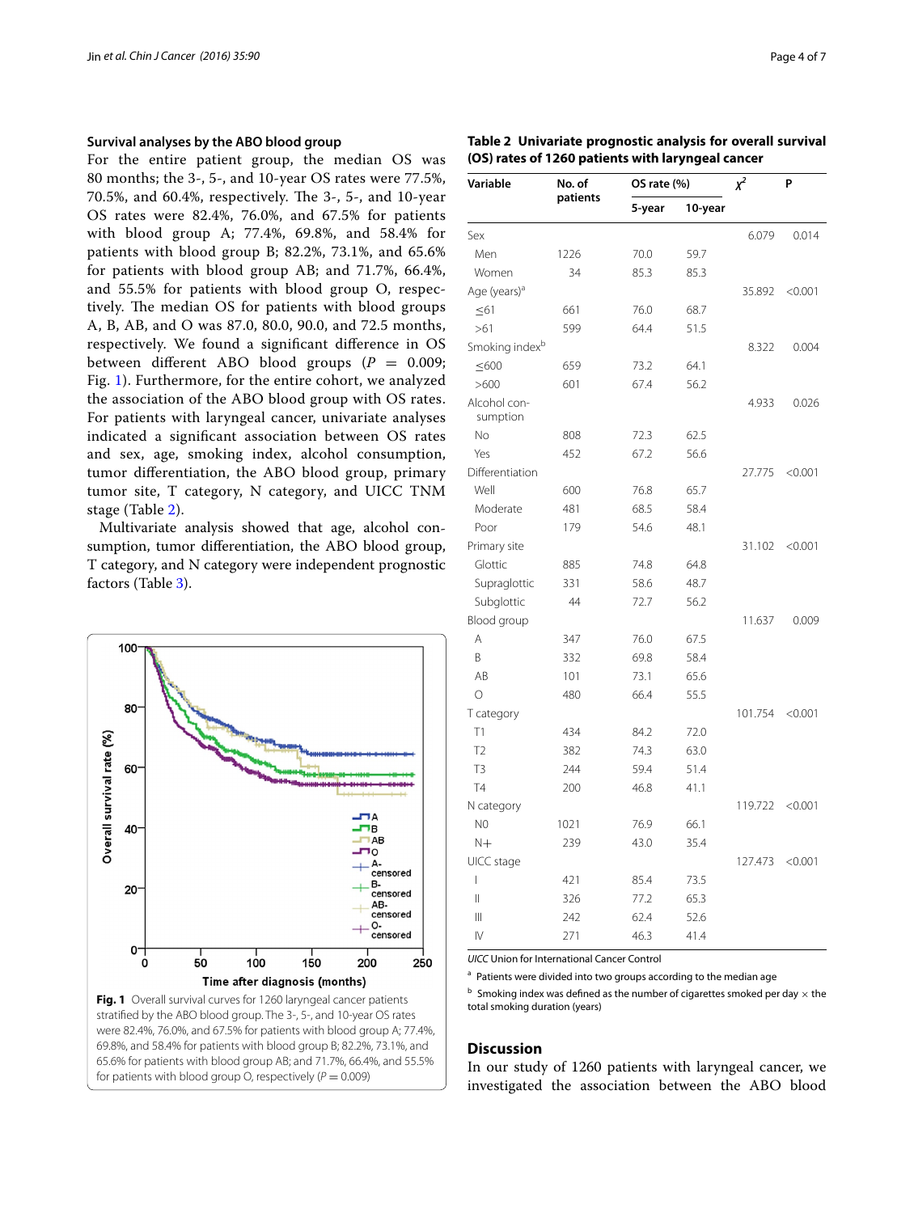### Survival analyses by the ABO blood group

For the entire patient group, the median OS was 80 months; the 3-, 5-, and 10-year OS rates were 77.5%, 70.5%, and 60.4%, respectively. The 3-, 5-, and 10-year OS rates were 82.4%, 76.0%, and 67.5% for patients with blood group A; 77.4%, 69.8%, and 58.4% for patients with blood group B; 82.2%, 73.1%, and 65.6% for patients with blood group AB; and 71.7%, 66.4%, and 55.5% for patients with blood group O, respectively. The median OS for patients with blood groups A, B, AB, and O was 87.0, 80.0, 90.0, and 72.5 months, respectively. We found a significant difference in OS between different ABO blood groups ($P = 0.009$; Fig. 1). Furthermore, for the entire cohort, we analyzed the association of the ABO blood group with OS rates. For patients with laryngeal cancer, univariate analyses indicated a significant association between OS rates and sex, age, smoking index, alcohol consumption, tumor differentiation, the ABO blood group, primary tumor site, T category, N category, and UICC TNM stage (Table 2).

Multivariate analysis showed that age, alcohol consumption, tumor differentiation, the ABO blood group, T category, and N category were independent prognostic factors (Table 3).

**Fig. 1** Overall survival curves for 1260 laryngeal cancer patients stratified by the ABO blood group. The 3-, 5-, and 10-year OS rates were 82.4%, 76.0%, and 67.5% for patients with blood group A; 77.4%, 69.8%, and 58.4% for patients with blood group B; 82.2%, 73.1%, and 65.6% for patients with blood group AB; and 71.7%, 66.4%, and 55.5% for patients with blood group O, respectively ($P = 0.009$)

**Table 2 Univariate prognostic analysis for overall survival (OS) rates of 1260 patients with laryngeal cancer**

| Variable | No. of patients | OS rate (%) | | $\chi^2$ | P |
|---|---|---|---|---|---|
| | | 5-year | 10-year | | |
| Sex | | | | 6.079 | 0.014 |
| Men | 1226 | 70.0 | 59.7 | | |
| Women | 34 | 85.3 | 85.3 | | |
| Age (years)[a] | | | | 35.892 | <0.001 |
| ≤61 | 661 | 76.0 | 68.7 | | |
| >61 | 599 | 64.4 | 51.5 | | |
| Smoking index[b] | | | | 8.322 | 0.004 |
| ≤600 | 659 | 73.2 | 64.1 | | |
| >600 | 601 | 67.4 | 56.2 | | |
| Alcohol consumption | | | | 4.933 | 0.026 |
| No | 808 | 72.3 | 62.5 | | |
| Yes | 452 | 67.2 | 56.6 | | |
| Differentiation | | | | 27.775 | <0.001 |
| Well | 600 | 76.8 | 65.7 | | |
| Moderate | 481 | 68.5 | 58.4 | | |
| Poor | 179 | 54.6 | 48.1 | | |
| Primary site | | | | 31.102 | <0.001 |
| Glottic | 885 | 74.8 | 64.8 | | |
| Supraglottic | 331 | 58.6 | 48.7 | | |
| Subglottic | 44 | 72.7 | 56.2 | | |
| Blood group | | | | 11.637 | 0.009 |
| A | 347 | 76.0 | 67.5 | | |
| B | 332 | 69.8 | 58.4 | | |
| AB | 101 | 73.1 | 65.6 | | |
| O | 480 | 66.4 | 55.5 | | |
| T category | | | | 101.754 | <0.001 |
| T1 | 434 | 84.2 | 72.0 | | |
| T2 | 382 | 74.3 | 63.0 | | |
| T3 | 244 | 59.4 | 51.4 | | |
| T4 | 200 | 46.8 | 41.1 | | |
| N category | | | | 119.722 | <0.001 |
| N0 | 1021 | 76.9 | 66.1 | | |
| N+ | 239 | 43.0 | 35.4 | | |
| UICC stage | | | | 127.473 | <0.001 |
| I | 421 | 85.4 | 73.5 | | |
| II | 326 | 77.2 | 65.3 | | |
| III | 242 | 62.4 | 52.6 | | |
| IV | 271 | 46.3 | 41.4 | | |

*UICC* Union for International Cancer Control

[a] Patients were divided into two groups according to the median age

[b] Smoking index was defined as the number of cigarettes smoked per day × the total smoking duration (years)

## Discussion

In our study of 1260 patients with laryngeal cancer, we investigated the association between the ABO blood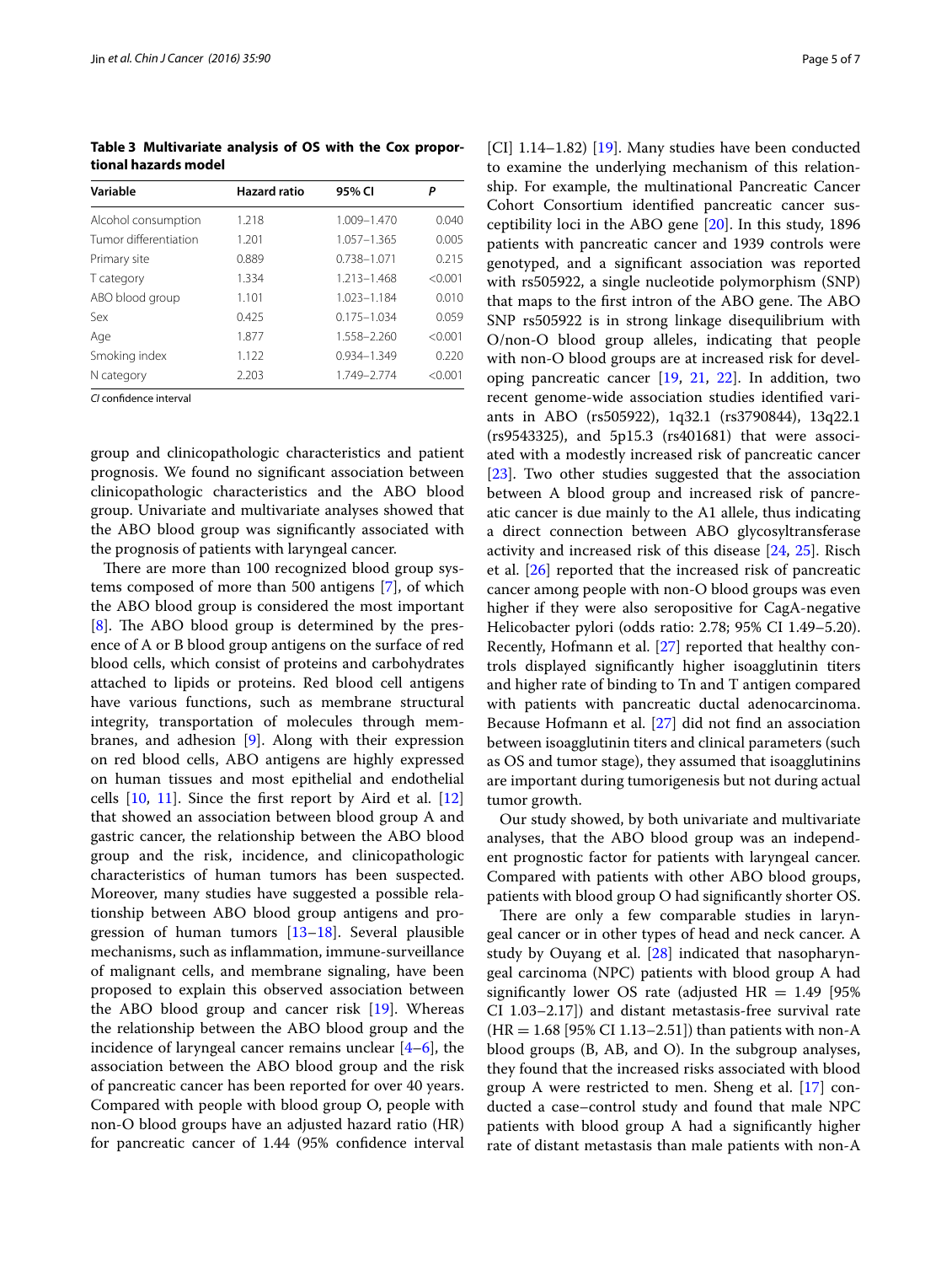**Table 3 Multivariate analysis of OS with the Cox proportional hazards model**

| Variable | Hazard ratio | 95% CI | *P* |
|---|---|---|---|
| Alcohol consumption | 1.218 | 1.009–1.470 | 0.040 |
| Tumor differentiation | 1.201 | 1.057–1.365 | 0.005 |
| Primary site | 0.889 | 0.738–1.071 | 0.215 |
| T category | 1.334 | 1.213–1.468 | <0.001 |
| ABO blood group | 1.101 | 1.023–1.184 | 0.010 |
| Sex | 0.425 | 0.175–1.034 | 0.059 |
| Age | 1.877 | 1.558–2.260 | <0.001 |
| Smoking index | 1.122 | 0.934–1.349 | 0.220 |
| N category | 2.203 | 1.749–2.774 | <0.001 |

*CI* confidence interval

group and clinicopathologic characteristics and patient prognosis. We found no significant association between clinicopathologic characteristics and the ABO blood group. Univariate and multivariate analyses showed that the ABO blood group was significantly associated with the prognosis of patients with laryngeal cancer.

There are more than 100 recognized blood group systems composed of more than 500 antigens [7], of which the ABO blood group is considered the most important [8]. The ABO blood group is determined by the presence of A or B blood group antigens on the surface of red blood cells, which consist of proteins and carbohydrates attached to lipids or proteins. Red blood cell antigens have various functions, such as membrane structural integrity, transportation of molecules through membranes, and adhesion [9]. Along with their expression on red blood cells, ABO antigens are highly expressed on human tissues and most epithelial and endothelial cells [10, 11]. Since the first report by Aird et al. [12] that showed an association between blood group A and gastric cancer, the relationship between the ABO blood group and the risk, incidence, and clinicopathologic characteristics of human tumors has been suspected. Moreover, many studies have suggested a possible relationship between ABO blood group antigens and progression of human tumors [13–18]. Several plausible mechanisms, such as inflammation, immune-surveillance of malignant cells, and membrane signaling, have been proposed to explain this observed association between the ABO blood group and cancer risk [19]. Whereas the relationship between the ABO blood group and the incidence of laryngeal cancer remains unclear [4–6], the association between the ABO blood group and the risk of pancreatic cancer has been reported for over 40 years. Compared with people with blood group O, people with non-O blood groups have an adjusted hazard ratio (HR) for pancreatic cancer of 1.44 (95% confidence interval [CI] 1.14–1.82) [19]. Many studies have been conducted to examine the underlying mechanism of this relationship. For example, the multinational Pancreatic Cancer Cohort Consortium identified pancreatic cancer susceptibility loci in the ABO gene [20]. In this study, 1896 patients with pancreatic cancer and 1939 controls were genotyped, and a significant association was reported with rs505922, a single nucleotide polymorphism (SNP) that maps to the first intron of the ABO gene. The ABO SNP rs505922 is in strong linkage disequilibrium with O/non-O blood group alleles, indicating that people with non-O blood groups are at increased risk for developing pancreatic cancer [19, 21, 22]. In addition, two recent genome-wide association studies identified variants in ABO (rs505922), 1q32.1 (rs3790844), 13q22.1 (rs9543325), and 5p15.3 (rs401681) that were associated with a modestly increased risk of pancreatic cancer [23]. Two other studies suggested that the association between A blood group and increased risk of pancreatic cancer is due mainly to the A1 allele, thus indicating a direct connection between ABO glycosyltransferase activity and increased risk of this disease [24, 25]. Risch et al. [26] reported that the increased risk of pancreatic cancer among people with non-O blood groups was even higher if they were also seropositive for CagA-negative Helicobacter pylori (odds ratio: 2.78; 95% CI 1.49–5.20). Recently, Hofmann et al. [27] reported that healthy controls displayed significantly higher isoagglutinin titers and higher rate of binding to Tn and T antigen compared with patients with pancreatic ductal adenocarcinoma. Because Hofmann et al. [27] did not find an association between isoagglutinin titers and clinical parameters (such as OS and tumor stage), they assumed that isoagglutinins are important during tumorigenesis but not during actual tumor growth.

Our study showed, by both univariate and multivariate analyses, that the ABO blood group was an independent prognostic factor for patients with laryngeal cancer. Compared with patients with other ABO blood groups, patients with blood group O had significantly shorter OS.

There are only a few comparable studies in laryngeal cancer or in other types of head and neck cancer. A study by Ouyang et al. [28] indicated that nasopharyngeal carcinoma (NPC) patients with blood group A had significantly lower OS rate (adjusted HR = 1.49 [95% CI 1.03–2.17]) and distant metastasis-free survival rate (HR = 1.68 [95% CI 1.13–2.51]) than patients with non-A blood groups (B, AB, and O). In the subgroup analyses, they found that the increased risks associated with blood group A were restricted to men. Sheng et al. [17] conducted a case–control study and found that male NPC patients with blood group A had a significantly higher rate of distant metastasis than male patients with non-A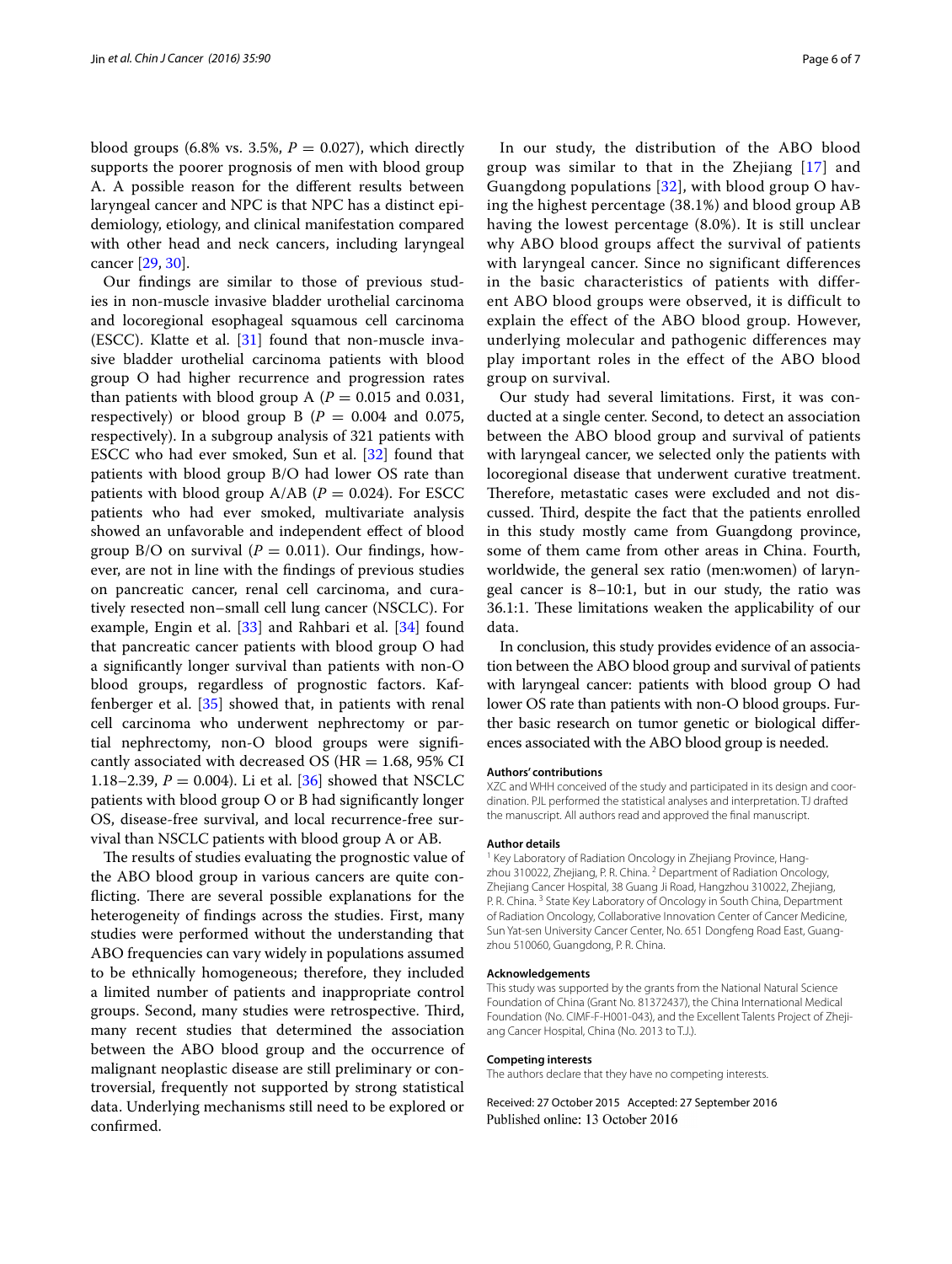blood groups (6.8% vs. 3.5%, $P = 0.027$), which directly supports the poorer prognosis of men with blood group A. A possible reason for the different results between laryngeal cancer and NPC is that NPC has a distinct epidemiology, etiology, and clinical manifestation compared with other head and neck cancers, including laryngeal cancer [29, 30].

Our findings are similar to those of previous studies in non-muscle invasive bladder urothelial carcinoma and locoregional esophageal squamous cell carcinoma (ESCC). Klatte et al. [31] found that non-muscle invasive bladder urothelial carcinoma patients with blood group O had higher recurrence and progression rates than patients with blood group A ($P = 0.015$ and 0.031, respectively) or blood group B ($P = 0.004$ and 0.075, respectively). In a subgroup analysis of 321 patients with ESCC who had ever smoked, Sun et al. [32] found that patients with blood group B/O had lower OS rate than patients with blood group A/AB ($P = 0.024$). For ESCC patients who had ever smoked, multivariate analysis showed an unfavorable and independent effect of blood group B/O on survival ($P = 0.011$). Our findings, however, are not in line with the findings of previous studies on pancreatic cancer, renal cell carcinoma, and curatively resected non–small cell lung cancer (NSCLC). For example, Engin et al. [33] and Rahbari et al. [34] found that pancreatic cancer patients with blood group O had a significantly longer survival than patients with non-O blood groups, regardless of prognostic factors. Kaffenberger et al. [35] showed that, in patients with renal cell carcinoma who underwent nephrectomy or partial nephrectomy, non-O blood groups were significantly associated with decreased OS (HR = 1.68, 95% CI 1.18–2.39, $P = 0.004$). Li et al. [36] showed that NSCLC patients with blood group O or B had significantly longer OS, disease-free survival, and local recurrence-free survival than NSCLC patients with blood group A or AB.

The results of studies evaluating the prognostic value of the ABO blood group in various cancers are quite conflicting. There are several possible explanations for the heterogeneity of findings across the studies. First, many studies were performed without the understanding that ABO frequencies can vary widely in populations assumed to be ethnically homogeneous; therefore, they included a limited number of patients and inappropriate control groups. Second, many studies were retrospective. Third, many recent studies that determined the association between the ABO blood group and the occurrence of malignant neoplastic disease are still preliminary or controversial, frequently not supported by strong statistical data. Underlying mechanisms still need to be explored or confirmed.

In our study, the distribution of the ABO blood group was similar to that in the Zhejiang [17] and Guangdong populations [32], with blood group O having the highest percentage (38.1%) and blood group AB having the lowest percentage (8.0%). It is still unclear why ABO blood groups affect the survival of patients with laryngeal cancer. Since no significant differences in the basic characteristics of patients with different ABO blood groups were observed, it is difficult to explain the effect of the ABO blood group. However, underlying molecular and pathogenic differences may play important roles in the effect of the ABO blood group on survival.

Our study had several limitations. First, it was conducted at a single center. Second, to detect an association between the ABO blood group and survival of patients with laryngeal cancer, we selected only the patients with locoregional disease that underwent curative treatment. Therefore, metastatic cases were excluded and not discussed. Third, despite the fact that the patients enrolled in this study mostly came from Guangdong province, some of them came from other areas in China. Fourth, worldwide, the general sex ratio (men:women) of laryngeal cancer is 8–10:1, but in our study, the ratio was 36.1:1. These limitations weaken the applicability of our data.

In conclusion, this study provides evidence of an association between the ABO blood group and survival of patients with laryngeal cancer: patients with blood group O had lower OS rate than patients with non-O blood groups. Further basic research on tumor genetic or biological differences associated with the ABO blood group is needed.

#### Authors' contributions

XZC and WHH conceived of the study and participated in its design and coordination. PJL performed the statistical analyses and interpretation. TJ drafted the manuscript. All authors read and approved the final manuscript.

#### Author details

[1] Key Laboratory of Radiation Oncology in Zhejiang Province, Hangzhou 310022, Zhejiang, P. R. China. [2] Department of Radiation Oncology, Zhejiang Cancer Hospital, 38 Guang Ji Road, Hangzhou 310022, Zhejiang, P. R. China. [3] State Key Laboratory of Oncology in South China, Department of Radiation Oncology, Collaborative Innovation Center of Cancer Medicine, Sun Yat-sen University Cancer Center, No. 651 Dongfeng Road East, Guangzhou 510060, Guangdong, P. R. China.

#### Acknowledgements

This study was supported by the grants from the National Natural Science Foundation of China (Grant No. 81372437), the China International Medical Foundation (No. CIMF-F-H001-043), and the Excellent Talents Project of Zhejiang Cancer Hospital, China (No. 2013 to T.J.).

#### Competing interests

The authors declare that they have no competing interests.

Received: 27 October 2015 Accepted: 27 September 2016
Published online: 13 October 2016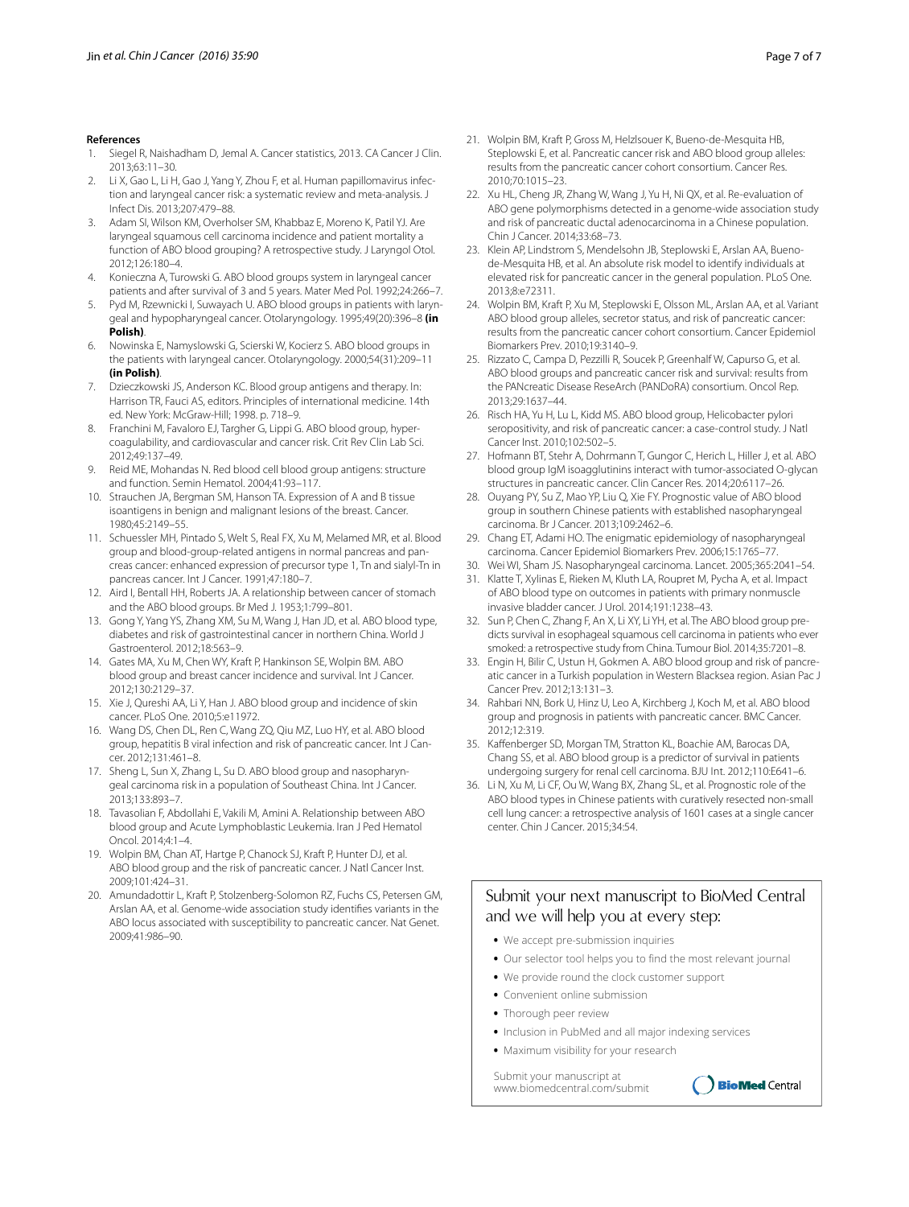## References

1. Siegel R, Naishadham D, Jemal A. Cancer statistics, 2013. CA Cancer J Clin. 2013;63:11–30.
2. Li X, Gao L, Li H, Gao J, Yang Y, Zhou F, et al. Human papillomavirus infection and laryngeal cancer risk: a systematic review and meta-analysis. J Infect Dis. 2013;207:479–88.
3. Adam SI, Wilson KM, Overholser SM, Khabbaz E, Moreno K, Patil YJ. Are laryngeal squamous cell carcinoma incidence and patient mortality a function of ABO blood grouping? A retrospective study. J Laryngol Otol. 2012;126:180–4.
4. Konieczna A, Turowski G. ABO blood groups system in laryngeal cancer patients and after survival of 3 and 5 years. Mater Med Pol. 1992;24:266–7.
5. Pyd M, Rzewnicki I, Suwayach U. ABO blood groups in patients with laryngeal and hypopharyngeal cancer. Otolaryngology. 1995;49(20):396–8 **(in Polish)**.
6. Nowinska E, Namyslowski G, Scierski W, Kocierz S. ABO blood groups in the patients with laryngeal cancer. Otolaryngology. 2000;54(31):209–11 **(in Polish)**.
7. Dzieczkowski JS, Anderson KC. Blood group antigens and therapy. In: Harrison TR, Fauci AS, editors. Principles of international medicine. 14th ed. New York: McGraw-Hill; 1998. p. 718–9.
8. Franchini M, Favaloro EJ, Targher G, Lippi G. ABO blood group, hypercoagulability, and cardiovascular and cancer risk. Crit Rev Clin Lab Sci. 2012;49:137–49.
9. Reid ME, Mohandas N. Red blood cell blood group antigens: structure and function. Semin Hematol. 2004;41:93–117.
10. Strauchen JA, Bergman SM, Hanson TA. Expression of A and B tissue isoantigens in benign and malignant lesions of the breast. Cancer. 1980;45:2149–55.
11. Schuessler MH, Pintado S, Welt S, Real FX, Xu M, Melamed MR, et al. Blood group and blood-group-related antigens in normal pancreas and pancreas cancer: enhanced expression of precursor type 1, Tn and sialyl-Tn in pancreas cancer. Int J Cancer. 1991;47:180–7.
12. Aird I, Bentall HH, Roberts JA. A relationship between cancer of stomach and the ABO blood groups. Br Med J. 1953;1:799–801.
13. Gong Y, Yang YS, Zhang XM, Su M, Wang J, Han JD, et al. ABO blood type, diabetes and risk of gastrointestinal cancer in northern China. World J Gastroenterol. 2012;18:563–9.
14. Gates MA, Xu M, Chen WY, Kraft P, Hankinson SE, Wolpin BM. ABO blood group and breast cancer incidence and survival. Int J Cancer. 2012;130:2129–37.
15. Xie J, Qureshi AA, Li Y, Han J. ABO blood group and incidence of skin cancer. PLoS One. 2010;5:e11972.
16. Wang DS, Chen DL, Ren C, Wang ZQ, Qiu MZ, Luo HY, et al. ABO blood group, hepatitis B viral infection and risk of pancreatic cancer. Int J Cancer. 2012;131:461–8.
17. Sheng L, Sun X, Zhang L, Su D. ABO blood group and nasopharyngeal carcinoma risk in a population of Southeast China. Int J Cancer. 2013;133:893–7.
18. Tavasolian F, Abdollahi E, Vakili M, Amini A. Relationship between ABO blood group and Acute Lymphoblastic Leukemia. Iran J Ped Hematol Oncol. 2014;4:1–4.
19. Wolpin BM, Chan AT, Hartge P, Chanock SJ, Kraft P, Hunter DJ, et al. ABO blood group and the risk of pancreatic cancer. J Natl Cancer Inst. 2009;101:424–31.
20. Amundadottir L, Kraft P, Stolzenberg-Solomon RZ, Fuchs CS, Petersen GM, Arslan AA, et al. Genome-wide association study identifies variants in the ABO locus associated with susceptibility to pancreatic cancer. Nat Genet. 2009;41:986–90.
21. Wolpin BM, Kraft P, Gross M, Helzlsouer K, Bueno-de-Mesquita HB, Steplowski E, et al. Pancreatic cancer risk and ABO blood group alleles: results from the pancreatic cancer cohort consortium. Cancer Res. 2010;70:1015–23.
22. Xu HL, Cheng JR, Zhang W, Wang J, Yu H, Ni QX, et al. Re-evaluation of ABO gene polymorphisms detected in a genome-wide association study and risk of pancreatic ductal adenocarcinoma in a Chinese population. Chin J Cancer. 2014;33:68–73.
23. Klein AP, Lindstrom S, Mendelsohn JB, Steplowski E, Arslan AA, Bueno-de-Mesquita HB, et al. An absolute risk model to identify individuals at elevated risk for pancreatic cancer in the general population. PLoS One. 2013;8:e72311.
24. Wolpin BM, Kraft P, Xu M, Steplowski E, Olsson ML, Arslan AA, et al. Variant ABO blood group alleles, secretor status, and risk of pancreatic cancer: results from the pancreatic cancer cohort consortium. Cancer Epidemiol Biomarkers Prev. 2010;19:3140–9.
25. Rizzato C, Campa D, Pezzilli R, Soucek P, Greenhalf W, Capurso G, et al. ABO blood groups and pancreatic cancer risk and survival: results from the PANcreatic Disease ReseArch (PANDoRA) consortium. Oncol Rep. 2013;29:1637–44.
26. Risch HA, Yu H, Lu L, Kidd MS. ABO blood group, Helicobacter pylori seropositivity, and risk of pancreatic cancer: a case-control study. J Natl Cancer Inst. 2010;102:502–5.
27. Hofmann BT, Stehr A, Dohrmann T, Gungor C, Herich L, Hiller J, et al. ABO blood group IgM isoagglutinins interact with tumor-associated O-glycan structures in pancreatic cancer. Clin Cancer Res. 2014;20:6117–26.
28. Ouyang PY, Su Z, Mao YP, Liu Q, Xie FY. Prognostic value of ABO blood group in southern Chinese patients with established nasopharyngeal carcinoma. Br J Cancer. 2013;109:2462–6.
29. Chang ET, Adami HO. The enigmatic epidemiology of nasopharyngeal carcinoma. Cancer Epidemiol Biomarkers Prev. 2006;15:1765–77.
30. Wei WI, Sham JS. Nasopharyngeal carcinoma. Lancet. 2005;365:2041–54.
31. Klatte T, Xylinas E, Rieken M, Kluth LA, Roupret M, Pycha A, et al. Impact of ABO blood type on outcomes in patients with primary nonmuscle invasive bladder cancer. J Urol. 2014;191:1238–43.
32. Sun P, Chen C, Zhang F, An X, Li XY, Li YH, et al. The ABO blood group predicts survival in esophageal squamous cell carcinoma in patients who ever smoked: a retrospective study from China. Tumour Biol. 2014;35:7201–8.
33. Engin H, Bilir C, Ustun H, Gokmen A. ABO blood group and risk of pancreatic cancer in a Turkish population in Western Blacksea region. Asian Pac J Cancer Prev. 2012;13:131–3.
34. Rahbari NN, Bork U, Hinz U, Leo A, Kirchberg J, Koch M, et al. ABO blood group and prognosis in patients with pancreatic cancer. BMC Cancer. 2012;12:319.
35. Kaffenberger SD, Morgan TM, Stratton KL, Boachie AM, Barocas DA, Chang SS, et al. ABO blood group is a predictor of survival in patients undergoing surgery for renal cell carcinoma. BJU Int. 2012;110:E641–6.
36. Li N, Xu M, Li CF, Ou W, Wang BX, Zhang SL, et al. Prognostic role of the ABO blood types in Chinese patients with curatively resected non-small cell lung cancer: a retrospective analysis of 1601 cases at a single cancer center. Chin J Cancer. 2015;34:54.

Submit your next manuscript to BioMed Central and we will help you at every step:

- We accept pre-submission inquiries
- Our selector tool helps you to find the most relevant journal
- We provide round the clock customer support
- Convenient online submission
- Thorough peer review
- Inclusion in PubMed and all major indexing services
- Maximum visibility for your research

Submit your manuscript at www.biomedcentral.com/submit

BioMed Central